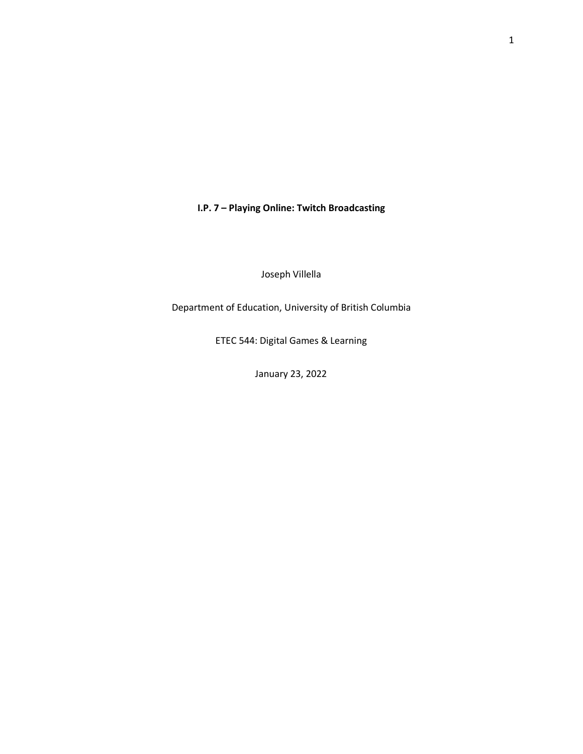# I.P. 7 – Playing Online: Twitch Broadcasting

Joseph Villella

Department of Education, University of British Columbia

ETEC 544: Digital Games & Learning

January 23, 2022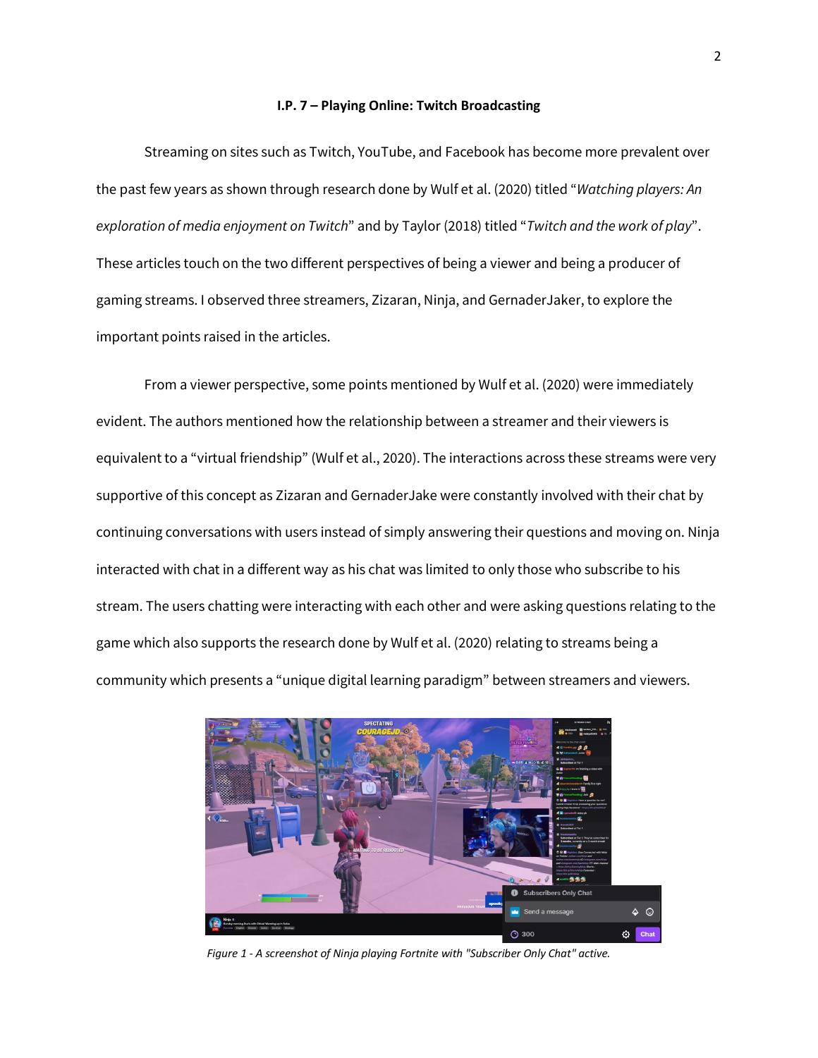**I.P. 7 – Playing Online: Twitch Broadcasting**

Streaming on sites such as Twitch, YouTube, and Facebook has become more prevalent over the past few years as shown through research done by Wulf et al. (2020) titled "*Watching players: An exploration of media enjoyment on Twitch*" and by Taylor (2018) titled "*Twitch and the work of play*". These articles touch on the two different perspectives of being a viewer and being a producer of gaming streams. I observed three streamers, Zizaran, Ninja, and GernaderJaker, to explore the important points raised in the articles.

From a viewer perspective, some points mentioned by Wulf et al. (2020) were immediately evident. The authors mentioned how the relationship between a streamer and their viewers is equivalent to a "virtual friendship" (Wulf et al., 2020). The interactions across these streams were very supportive of this concept as Zizaran and GernaderJake were constantly involved with their chat by continuing conversations with users instead of simply answering their questions and moving on. Ninja interacted with chat in a different way as his chat was limited to only those who subscribe to his stream. The users chatting were interacting with each other and were asking questions relating to the game which also supports the research done by Wulf et al. (2020) relating to streams being a community which presents a "unique digital learning paradigm" between streamers and viewers.

*Figure 1 - A screenshot of Ninja playing Fortnite with "Subscriber Only Chat" active.*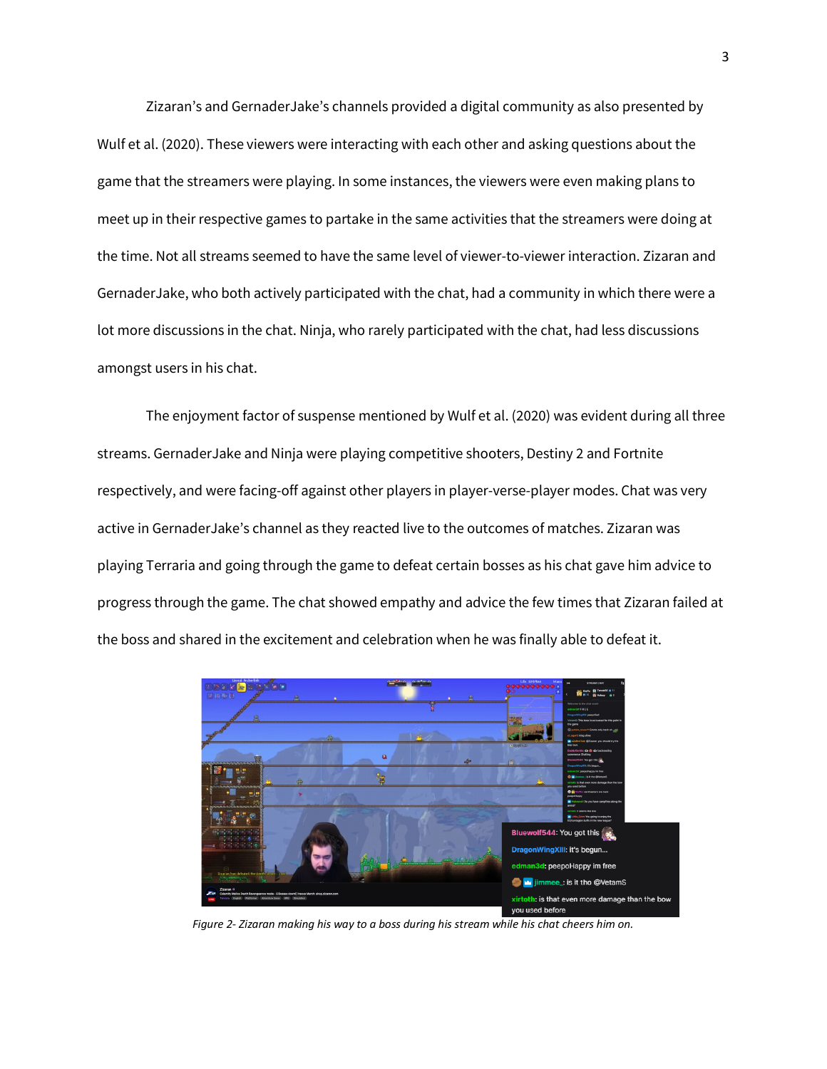Zizaran's and GernaderJake's channels provided a digital community as also presented by Wulf et al. (2020). These viewers were interacting with each other and asking questions about the game that the streamers were playing. In some instances, the viewers were even making plans to meet up in their respective games to partake in the same activities that the streamers were doing at the time. Not all streams seemed to have the same level of viewer-to-viewer interaction. Zizaran and GernaderJake, who both actively participated with the chat, had a community in which there were a lot more discussions in the chat. Ninja, who rarely participated with the chat, had less discussions amongst users in his chat.

The enjoyment factor of suspense mentioned by Wulf et al. (2020) was evident during all three streams. GernaderJake and Ninja were playing competitive shooters, Destiny 2 and Fortnite respectively, and were facing-off against other players in player-verse-player modes. Chat was very active in GernaderJake's channel as they reacted live to the outcomes of matches. Zizaran was playing Terraria and going through the game to defeat certain bosses as his chat gave him advice to progress through the game. The chat showed empathy and advice the few times that Zizaran failed at the boss and shared in the excitement and celebration when he was finally able to defeat it.

*Figure 2- Zizaran making his way to a boss during his stream while his chat cheers him on.*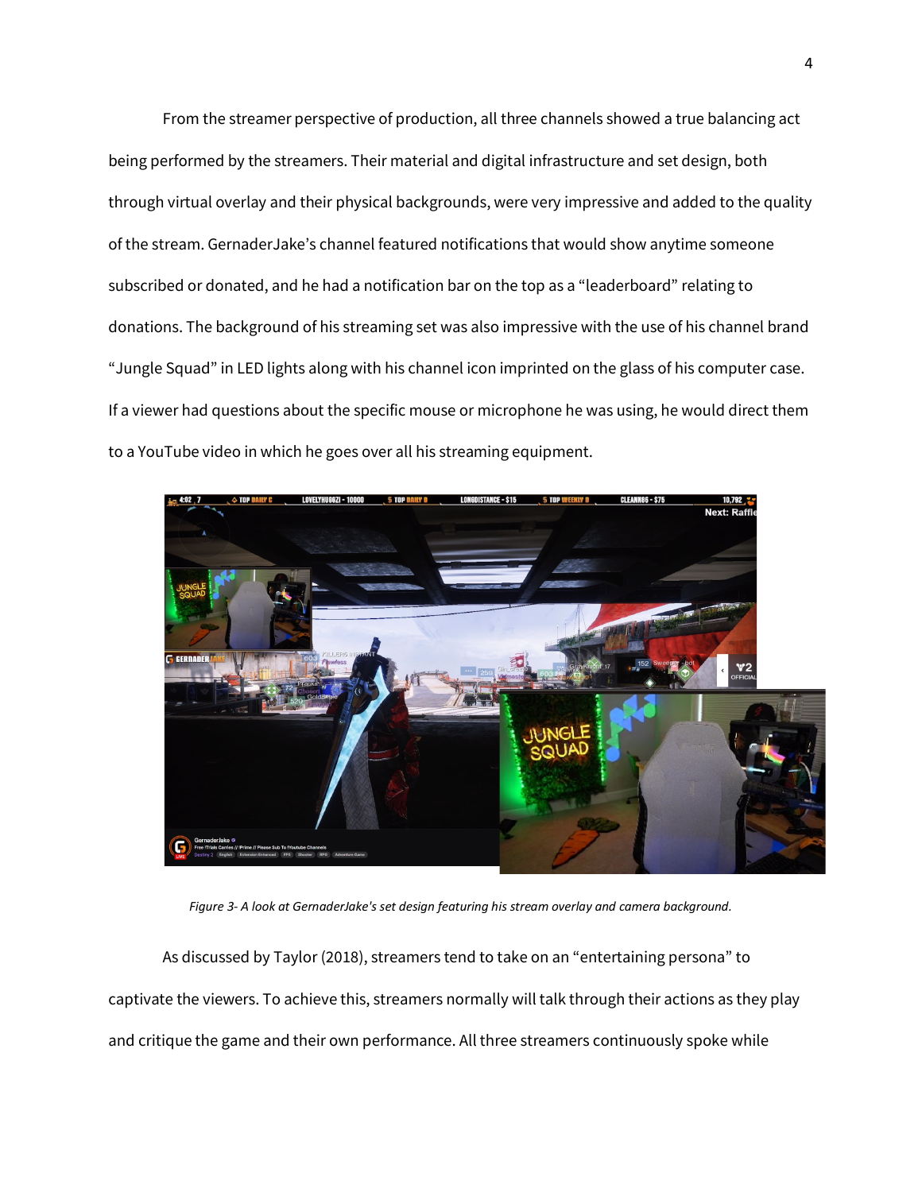From the streamer perspective of production, all three channels showed a true balancing act being performed by the streamers. Their material and digital infrastructure and set design, both through virtual overlay and their physical backgrounds, were very impressive and added to the quality of the stream. GernaderJake's channel featured notifications that would show anytime someone subscribed or donated, and he had a notification bar on the top as a "leaderboard" relating to donations. The background of his streaming set was also impressive with the use of his channel brand "Jungle Squad" in LED lights along with his channel icon imprinted on the glass of his computer case. If a viewer had questions about the specific mouse or microphone he was using, he would direct them to a YouTube video in which he goes over all his streaming equipment.

*Figure 3- A look at GernaderJake's set design featuring his stream overlay and camera background.*

As discussed by Taylor (2018), streamers tend to take on an "entertaining persona" to captivate the viewers. To achieve this, streamers normally will talk through their actions as they play and critique the game and their own performance. All three streamers continuously spoke while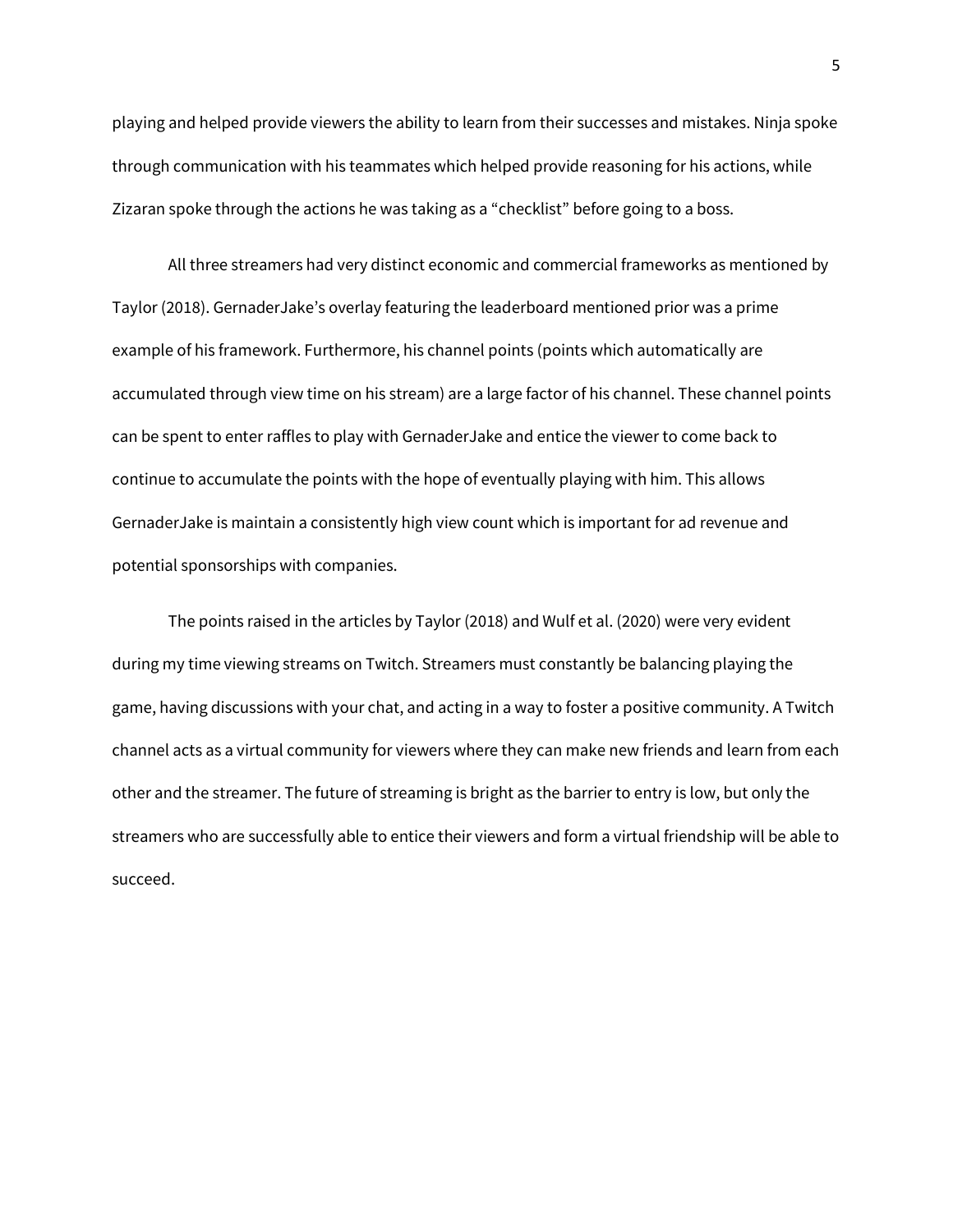playing and helped provide viewers the ability to learn from their successes and mistakes. Ninja spoke through communication with his teammates which helped provide reasoning for his actions, while Zizaran spoke through the actions he was taking as a "checklist" before going to a boss.

All three streamers had very distinct economic and commercial frameworks as mentioned by Taylor (2018). GernaderJake's overlay featuring the leaderboard mentioned prior was a prime example of his framework. Furthermore, his channel points (points which automatically are accumulated through view time on his stream) are a large factor of his channel. These channel points can be spent to enter raffles to play with GernaderJake and entice the viewer to come back to continue to accumulate the points with the hope of eventually playing with him. This allows GernaderJake is maintain a consistently high view count which is important for ad revenue and potential sponsorships with companies.

The points raised in the articles by Taylor (2018) and Wulf et al. (2020) were very evident during my time viewing streams on Twitch. Streamers must constantly be balancing playing the game, having discussions with your chat, and acting in a way to foster a positive community. A Twitch channel acts as a virtual community for viewers where they can make new friends and learn from each other and the streamer. The future of streaming is bright as the barrier to entry is low, but only the streamers who are successfully able to entice their viewers and form a virtual friendship will be able to succeed.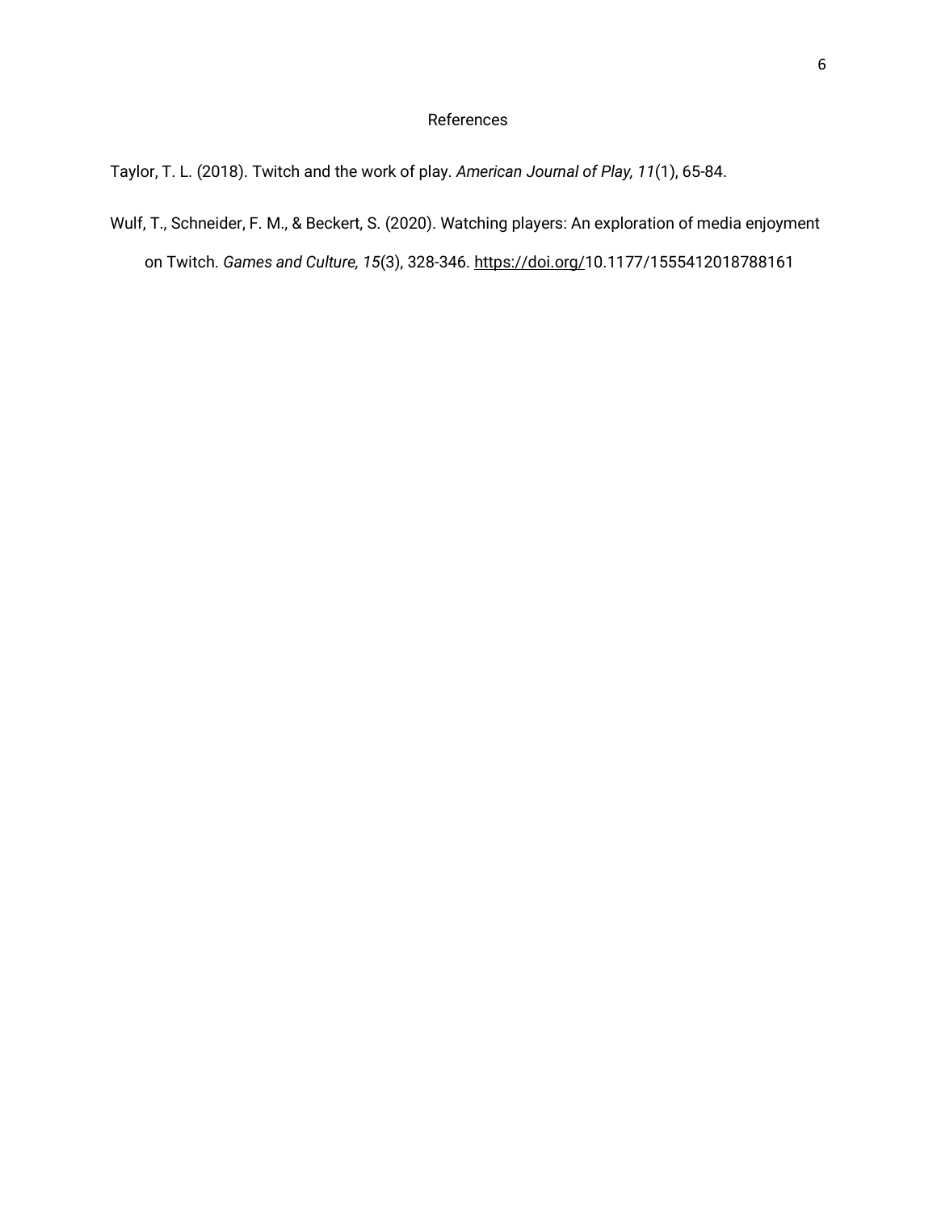# References

Taylor, T. L. (2018). Twitch and the work of play. *American Journal of Play, 11*(1), 65-84.

Wulf, T., Schneider, F. M., & Beckert, S. (2020). Watching players: An exploration of media enjoyment on Twitch. *Games and Culture, 15*(3), 328-346. https://doi.org/10.1177/1555412018788161